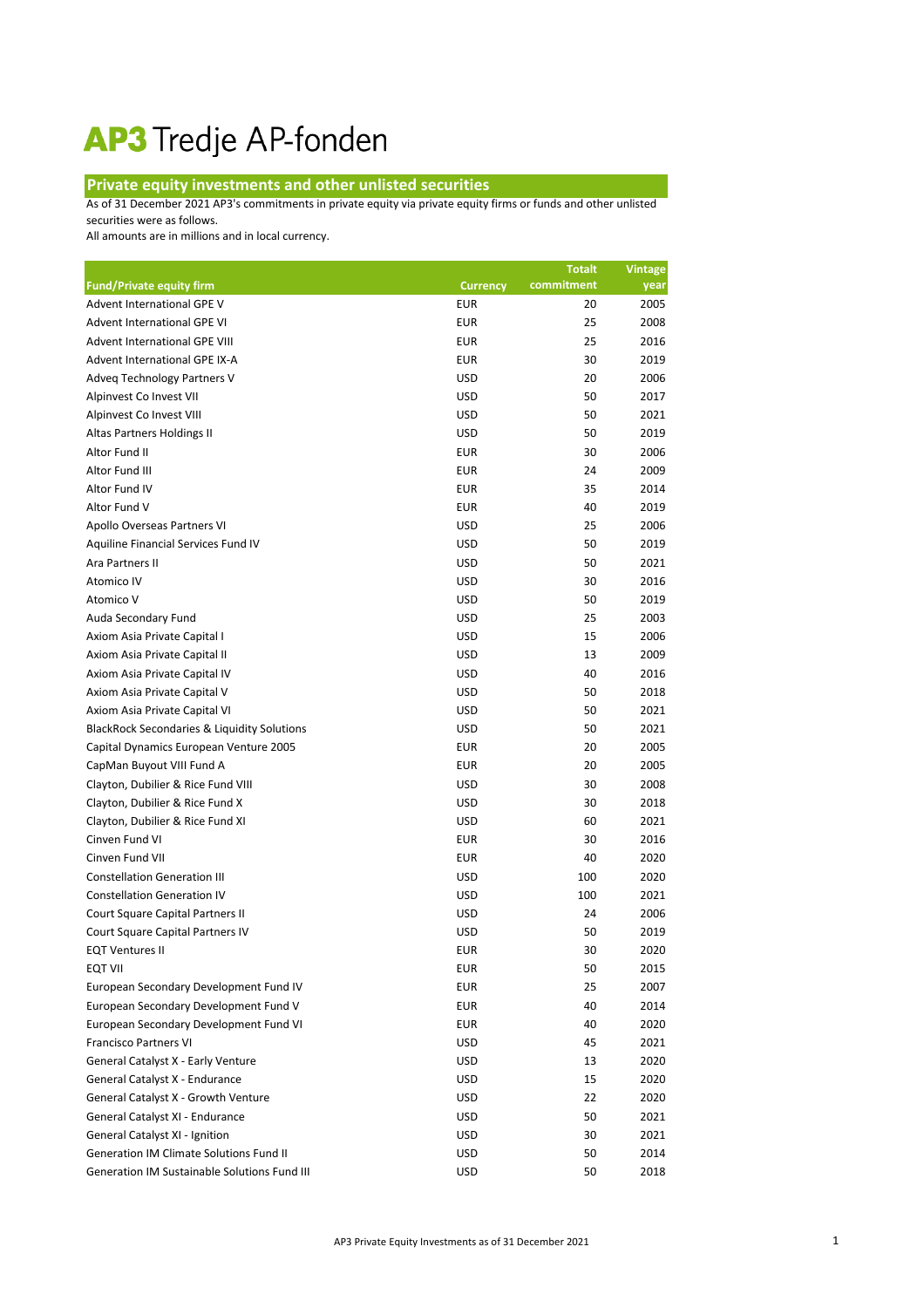# AP3 Tredje AP-fonden

## Private equity investments and other unlisted securities

As of 31 December 2021 AP3's commitments in private equity via private equity firms or funds and other unlisted securities were as follows.
All amounts are in millions and in local currency.

| Fund/Private equity firm | Currency | Totalt commitment | Vintage year |
|---|---|---|---|
| Advent International GPE V | EUR | 20 | 2005 |
| Advent International GPE VI | EUR | 25 | 2008 |
| Advent International GPE VIII | EUR | 25 | 2016 |
| Advent International GPE IX-A | EUR | 30 | 2019 |
| Adveq Technology Partners V | USD | 20 | 2006 |
| Alpinvest Co Invest VII | USD | 50 | 2017 |
| Alpinvest Co Invest VIII | USD | 50 | 2021 |
| Altas Partners Holdings II | USD | 50 | 2019 |
| Altor Fund II | EUR | 30 | 2006 |
| Altor Fund III | EUR | 24 | 2009 |
| Altor Fund IV | EUR | 35 | 2014 |
| Altor Fund V | EUR | 40 | 2019 |
| Apollo Overseas Partners VI | USD | 25 | 2006 |
| Aquiline Financial Services Fund IV | USD | 50 | 2019 |
| Ara Partners II | USD | 50 | 2021 |
| Atomico IV | USD | 30 | 2016 |
| Atomico V | USD | 50 | 2019 |
| Auda Secondary Fund | USD | 25 | 2003 |
| Axiom Asia Private Capital I | USD | 15 | 2006 |
| Axiom Asia Private Capital II | USD | 13 | 2009 |
| Axiom Asia Private Capital IV | USD | 40 | 2016 |
| Axiom Asia Private Capital V | USD | 50 | 2018 |
| Axiom Asia Private Capital VI | USD | 50 | 2021 |
| BlackRock Secondaries & Liquidity Solutions | USD | 50 | 2021 |
| Capital Dynamics European Venture 2005 | EUR | 20 | 2005 |
| CapMan Buyout VIII Fund A | EUR | 20 | 2005 |
| Clayton, Dubilier & Rice Fund VIII | USD | 30 | 2008 |
| Clayton, Dubilier & Rice Fund X | USD | 30 | 2018 |
| Clayton, Dubilier & Rice Fund XI | USD | 60 | 2021 |
| Cinven Fund VI | EUR | 30 | 2016 |
| Cinven Fund VII | EUR | 40 | 2020 |
| Constellation Generation III | USD | 100 | 2020 |
| Constellation Generation IV | USD | 100 | 2021 |
| Court Square Capital Partners II | USD | 24 | 2006 |
| Court Square Capital Partners IV | USD | 50 | 2019 |
| EQT Ventures II | EUR | 30 | 2020 |
| EQT VII | EUR | 50 | 2015 |
| European Secondary Development Fund IV | EUR | 25 | 2007 |
| European Secondary Development Fund V | EUR | 40 | 2014 |
| European Secondary Development Fund VI | EUR | 40 | 2020 |
| Francisco Partners VI | USD | 45 | 2021 |
| General Catalyst X - Early Venture | USD | 13 | 2020 |
| General Catalyst X - Endurance | USD | 15 | 2020 |
| General Catalyst X - Growth Venture | USD | 22 | 2020 |
| General Catalyst XI - Endurance | USD | 50 | 2021 |
| General Catalyst XI - Ignition | USD | 30 | 2021 |
| Generation IM Climate Solutions Fund II | USD | 50 | 2014 |
| Generation IM Sustainable Solutions Fund III | USD | 50 | 2018 |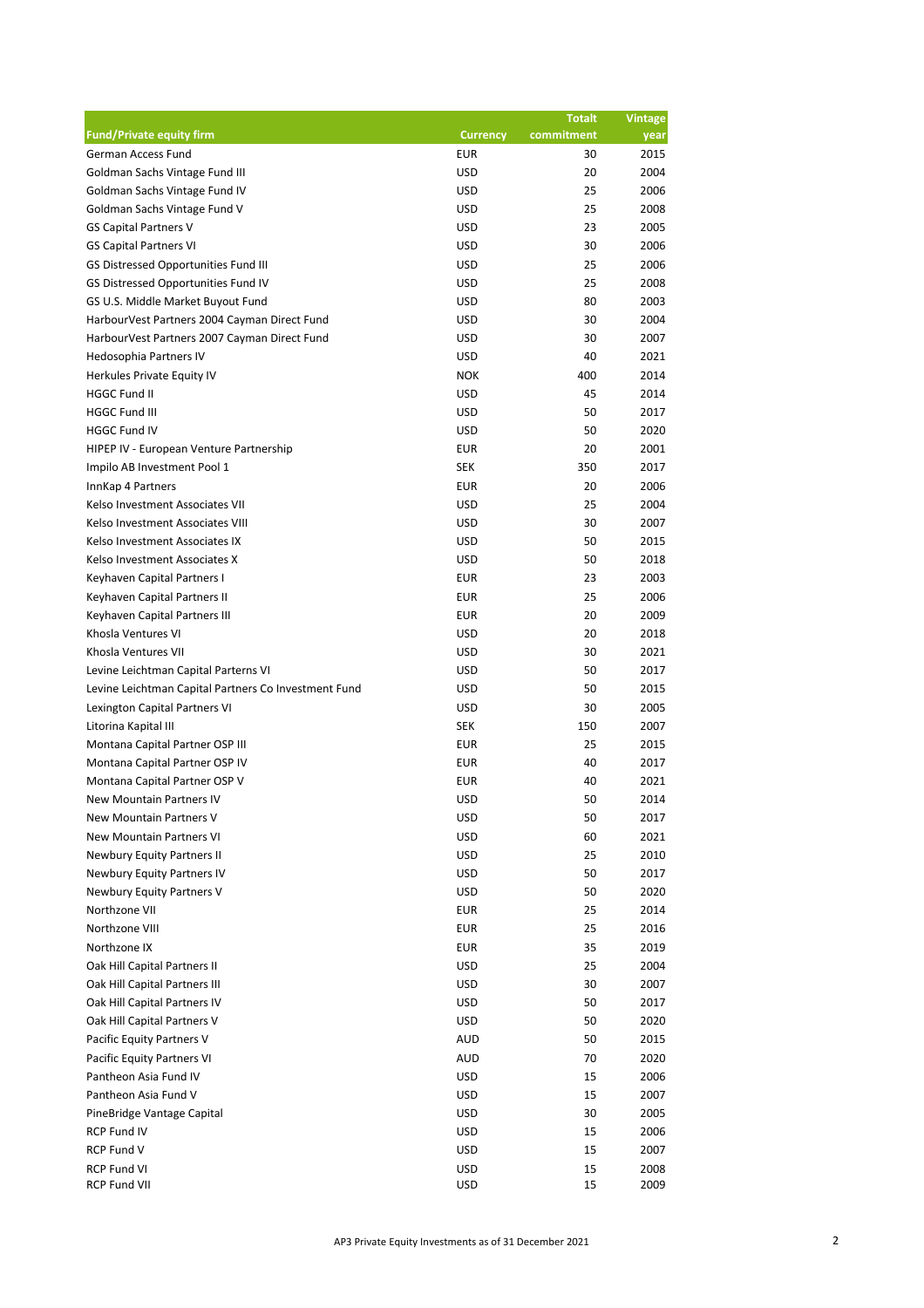| Fund/Private equity firm | Currency | Totalt commitment | Vintage year |
|---|---|---|---|
| German Access Fund | EUR | 30 | 2015 |
| Goldman Sachs Vintage Fund III | USD | 20 | 2004 |
| Goldman Sachs Vintage Fund IV | USD | 25 | 2006 |
| Goldman Sachs Vintage Fund V | USD | 25 | 2008 |
| GS Capital Partners V | USD | 23 | 2005 |
| GS Capital Partners VI | USD | 30 | 2006 |
| GS Distressed Opportunities Fund III | USD | 25 | 2006 |
| GS Distressed Opportunities Fund IV | USD | 25 | 2008 |
| GS U.S. Middle Market Buyout Fund | USD | 80 | 2003 |
| HarbourVest Partners 2004 Cayman Direct Fund | USD | 30 | 2004 |
| HarbourVest Partners 2007 Cayman Direct Fund | USD | 30 | 2007 |
| Hedosophia Partners IV | USD | 40 | 2021 |
| Herkules Private Equity IV | NOK | 400 | 2014 |
| HGGC Fund II | USD | 45 | 2014 |
| HGGC Fund III | USD | 50 | 2017 |
| HGGC Fund IV | USD | 50 | 2020 |
| HIPEP IV - European Venture Partnership | EUR | 20 | 2001 |
| Impilo AB Investment Pool 1 | SEK | 350 | 2017 |
| InnKap 4 Partners | EUR | 20 | 2006 |
| Kelso Investment Associates VII | USD | 25 | 2004 |
| Kelso Investment Associates VIII | USD | 30 | 2007 |
| Kelso Investment Associates IX | USD | 50 | 2015 |
| Kelso Investment Associates X | USD | 50 | 2018 |
| Keyhaven Capital Partners I | EUR | 23 | 2003 |
| Keyhaven Capital Partners II | EUR | 25 | 2006 |
| Keyhaven Capital Partners III | EUR | 20 | 2009 |
| Khosla Ventures VI | USD | 20 | 2018 |
| Khosla Ventures VII | USD | 30 | 2021 |
| Levine Leichtman Capital Parterns VI | USD | 50 | 2017 |
| Levine Leichtman Capital Partners Co Investment Fund | USD | 50 | 2015 |
| Lexington Capital Partners VI | USD | 30 | 2005 |
| Litorina Kapital III | SEK | 150 | 2007 |
| Montana Capital Partner OSP III | EUR | 25 | 2015 |
| Montana Capital Partner OSP IV | EUR | 40 | 2017 |
| Montana Capital Partner OSP V | EUR | 40 | 2021 |
| New Mountain Partners IV | USD | 50 | 2014 |
| New Mountain Partners V | USD | 50 | 2017 |
| New Mountain Partners VI | USD | 60 | 2021 |
| Newbury Equity Partners II | USD | 25 | 2010 |
| Newbury Equity Partners IV | USD | 50 | 2017 |
| Newbury Equity Partners V | USD | 50 | 2020 |
| Northzone VII | EUR | 25 | 2014 |
| Northzone VIII | EUR | 25 | 2016 |
| Northzone IX | EUR | 35 | 2019 |
| Oak Hill Capital Partners II | USD | 25 | 2004 |
| Oak Hill Capital Partners III | USD | 30 | 2007 |
| Oak Hill Capital Partners IV | USD | 50 | 2017 |
| Oak Hill Capital Partners V | USD | 50 | 2020 |
| Pacific Equity Partners V | AUD | 50 | 2015 |
| Pacific Equity Partners VI | AUD | 70 | 2020 |
| Pantheon Asia Fund IV | USD | 15 | 2006 |
| Pantheon Asia Fund V | USD | 15 | 2007 |
| PineBridge Vantage Capital | USD | 30 | 2005 |
| RCP Fund IV | USD | 15 | 2006 |
| RCP Fund V | USD | 15 | 2007 |
| RCP Fund VI | USD | 15 | 2008 |
| RCP Fund VII | USD | 15 | 2009 |

AP3 Private Equity Investments as of 31 December 2021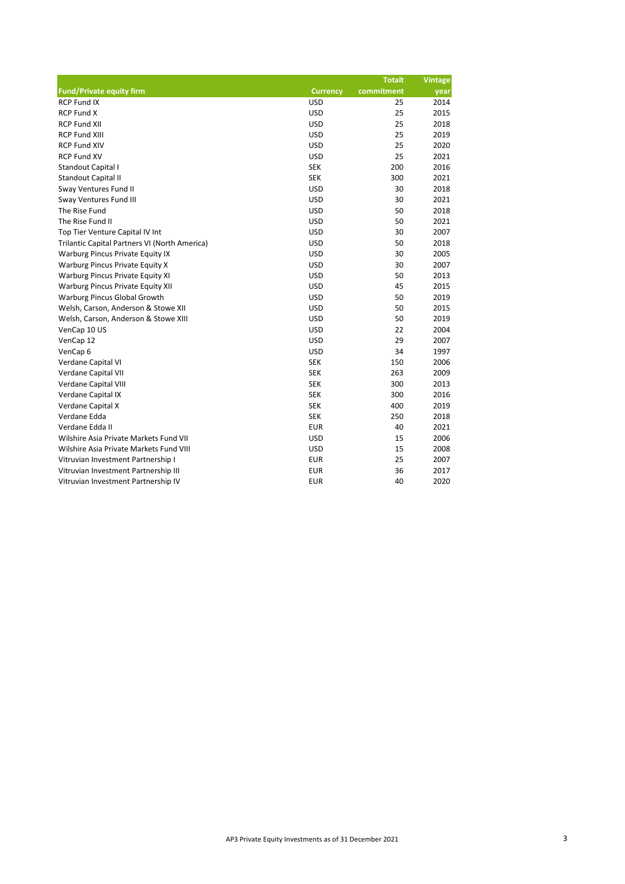| Fund/Private equity firm | Currency | Totalt commitment | Vintage year |
|---|---|---|---|
| RCP Fund IX | USD | 25 | 2014 |
| RCP Fund X | USD | 25 | 2015 |
| RCP Fund XII | USD | 25 | 2018 |
| RCP Fund XIII | USD | 25 | 2019 |
| RCP Fund XIV | USD | 25 | 2020 |
| RCP Fund XV | USD | 25 | 2021 |
| Standout Capital I | SEK | 200 | 2016 |
| Standout Capital II | SEK | 300 | 2021 |
| Sway Ventures Fund II | USD | 30 | 2018 |
| Sway Ventures Fund III | USD | 30 | 2021 |
| The Rise Fund | USD | 50 | 2018 |
| The Rise Fund II | USD | 50 | 2021 |
| Top Tier Venture Capital IV Int | USD | 30 | 2007 |
| Trilantic Capital Partners VI (North America) | USD | 50 | 2018 |
| Warburg Pincus Private Equity IX | USD | 30 | 2005 |
| Warburg Pincus Private Equity X | USD | 30 | 2007 |
| Warburg Pincus Private Equity XI | USD | 50 | 2013 |
| Warburg Pincus Private Equity XII | USD | 45 | 2015 |
| Warburg Pincus Global Growth | USD | 50 | 2019 |
| Welsh, Carson, Anderson & Stowe XII | USD | 50 | 2015 |
| Welsh, Carson, Anderson & Stowe XIII | USD | 50 | 2019 |
| VenCap 10 US | USD | 22 | 2004 |
| VenCap 12 | USD | 29 | 2007 |
| VenCap 6 | USD | 34 | 1997 |
| Verdane Capital VI | SEK | 150 | 2006 |
| Verdane Capital VII | SEK | 263 | 2009 |
| Verdane Capital VIII | SEK | 300 | 2013 |
| Verdane Capital IX | SEK | 300 | 2016 |
| Verdane Capital X | SEK | 400 | 2019 |
| Verdane Edda | SEK | 250 | 2018 |
| Verdane Edda II | EUR | 40 | 2021 |
| Wilshire Asia Private Markets Fund VII | USD | 15 | 2006 |
| Wilshire Asia Private Markets Fund VIII | USD | 15 | 2008 |
| Vitruvian Investment Partnership I | EUR | 25 | 2007 |
| Vitruvian Investment Partnership III | EUR | 36 | 2017 |
| Vitruvian Investment Partnership IV | EUR | 40 | 2020 |